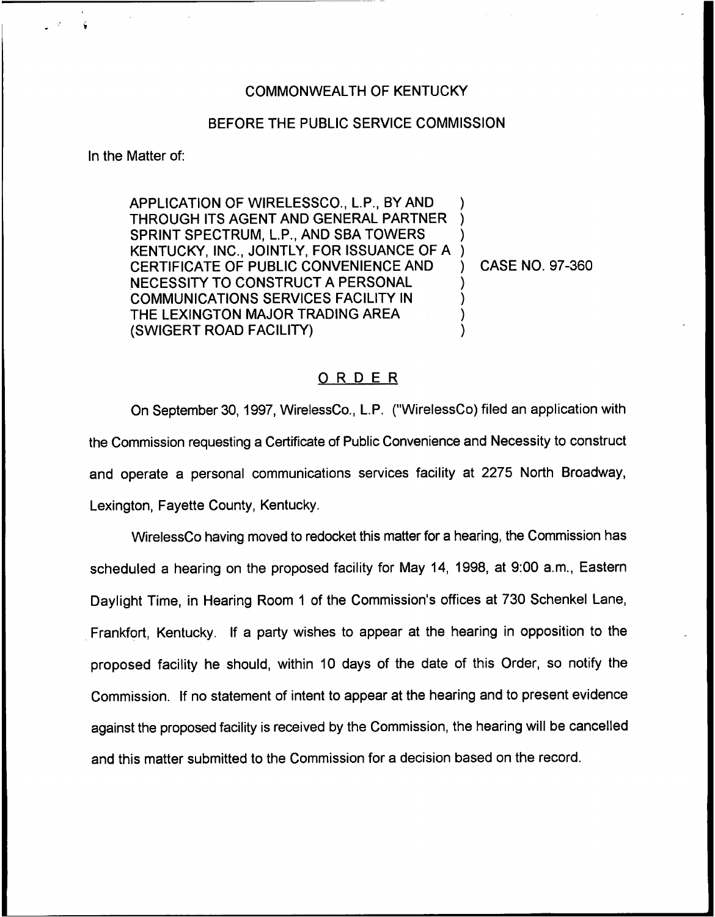COMMONWEALTH OF KENTUCKY

BEFORE THE PUBLIC SERVICE COMMISSION

In the Matter of:

APPLICATION OF WIRELESSCO., L.P., BY AND THROUGH ITS AGENT AND GENERAL PARTNER SPRINT SPECTRUM, L.P., AND SBA TOWERS KENTUCKY, INC., JOINTLY, FOR ISSUANCE OF A CERTIFICATE OF PUBLIC CONVENIENCE AND NECESSITY TO CONSTRUCT A PERSONAL COMMUNICATIONS SERVICES FACILITY IN THE LEXINGTON MAJOR TRADING AREA (SWIGERT ROAD FACILITY)

CASE NO. 97-360

## ORDER

On September 30, 1997, WirelessCo., L.P. ("WirelessCo) filed an application with the Commission requesting a Certificate of Public Convenience and Necessity to construct and operate a personal communications services facility at 2275 North Broadway, Lexington, Fayette County, Kentucky.

WirelessCo having moved to redocket this matter for a hearing, the Commission has scheduled a hearing on the proposed facility for May 14, 1998, at 9:00 a.m., Eastern Daylight Time, in Hearing Room 1 of the Commission's offices at 730 Schenkel Lane, Frankfort, Kentucky. If a party wishes to appear at the hearing in opposition to the proposed facility he should, within 10 days of the date of this Order, so notify the Commission. If no statement of intent to appear at the hearing and to present evidence against the proposed facility is received by the Commission, the hearing will be cancelled and this matter submitted to the Commission for a decision based on the record.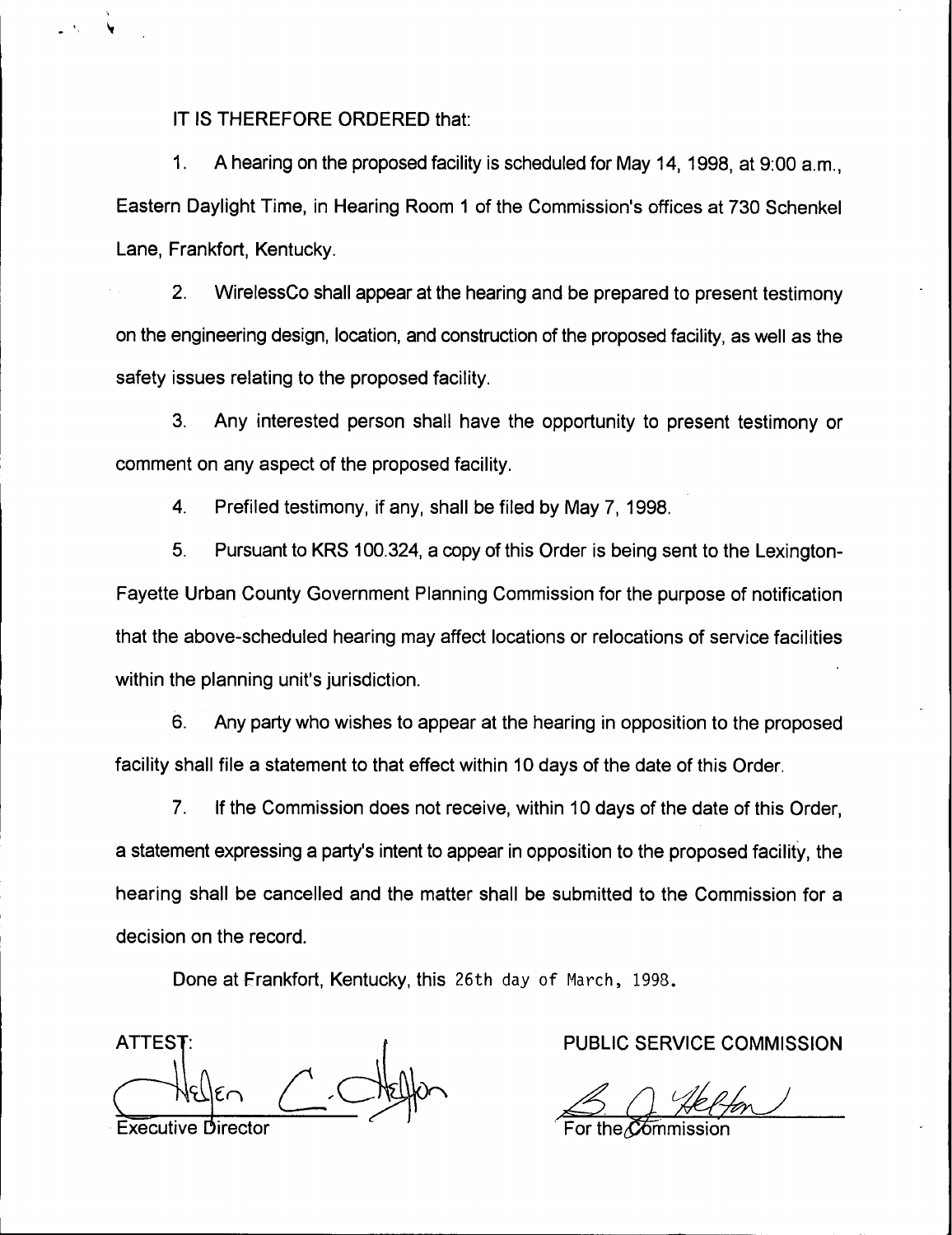IT IS THEREFORE ORDERED that:

1. A hearing on the proposed facility is scheduled for May 14, 1998, at 9:00 a.m., Eastern Daylight Time, in Hearing Room 1 of the Commission's offices at 730 Schenkel Lane, Frankfort, Kentucky.

2. WirelessCo shall appear at the hearing and be prepared to present testimony on the engineering design, location, and construction of the proposed facility, as well as the safety issues relating to the proposed facility.

3. Any interested person shall have the opportunity to present testimony or comment on any aspect of the proposed facility.

4. Prefiled testimony, if any, shall be filed by May 7, 1998.

5. Pursuant to KRS 100.324, a copy of this Order is being sent to the Lexington-Fayette Urban County Government Planning Commission for the purpose of notification that the above-scheduled hearing may affect locations or relocations of service facilities within the planning unit's jurisdiction.

6. Any party who wishes to appear at the hearing in opposition to the proposed facility shall file a statement to that effect within 10 days of the date of this Order.

7. If the Commission does not receive, within 10 days of the date of this Order, a statement expressing a party's intent to appear in opposition to the proposed facility, the hearing shall be cancelled and the matter shall be submitted to the Commission for a decision on the record.

Done at Frankfort, Kentucky, this 26th day of March, 1998.

ATTEST:

Executive Director

PUBLIC SERVICE COMMISSION

For the Commission